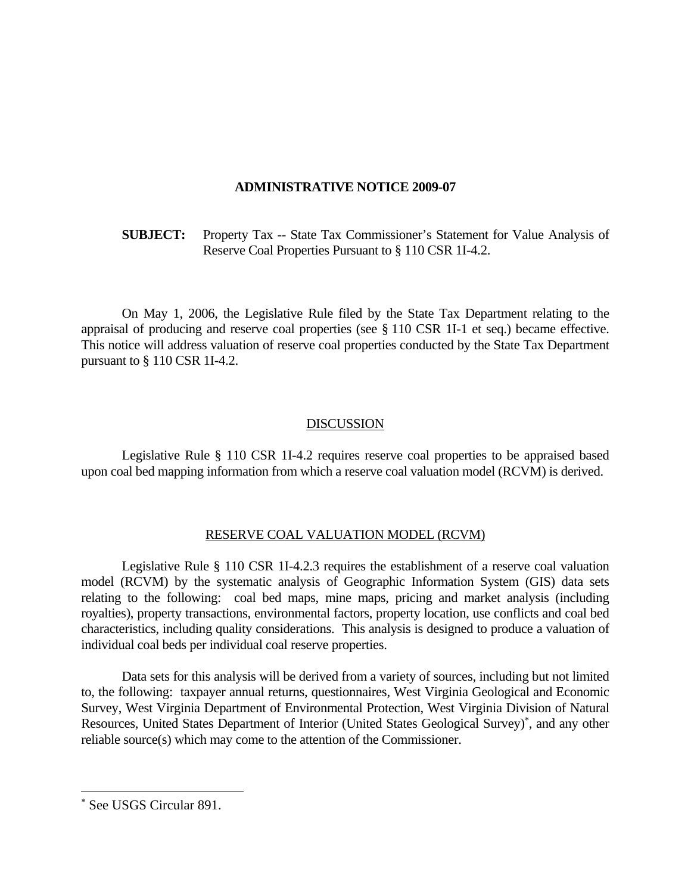# ADMINISTRATIVE NOTICE 2009-07

**SUBJECT:** Property Tax -- State Tax Commissioner's Statement for Value Analysis of Reserve Coal Properties Pursuant to § 110 CSR 1I-4.2.

On May 1, 2006, the Legislative Rule filed by the State Tax Department relating to the appraisal of producing and reserve coal properties (see § 110 CSR 1I-1 et seq.) became effective. This notice will address valuation of reserve coal properties conducted by the State Tax Department pursuant to § 110 CSR 1I-4.2.

## DISCUSSION

Legislative Rule § 110 CSR 1I-4.2 requires reserve coal properties to be appraised based upon coal bed mapping information from which a reserve coal valuation model (RCVM) is derived.

## RESERVE COAL VALUATION MODEL (RCVM)

Legislative Rule § 110 CSR 1I-4.2.3 requires the establishment of a reserve coal valuation model (RCVM) by the systematic analysis of Geographic Information System (GIS) data sets relating to the following: coal bed maps, mine maps, pricing and market analysis (including royalties), property transactions, environmental factors, property location, use conflicts and coal bed characteristics, including quality considerations. This analysis is designed to produce a valuation of individual coal beds per individual coal reserve properties.

Data sets for this analysis will be derived from a variety of sources, including but not limited to, the following: taxpayer annual returns, questionnaires, West Virginia Geological and Economic Survey, West Virginia Department of Environmental Protection, West Virginia Division of Natural Resources, United States Department of Interior (United States Geological Survey)[*], and any other reliable source(s) which may come to the attention of the Commissioner.

---

[*] See USGS Circular 891.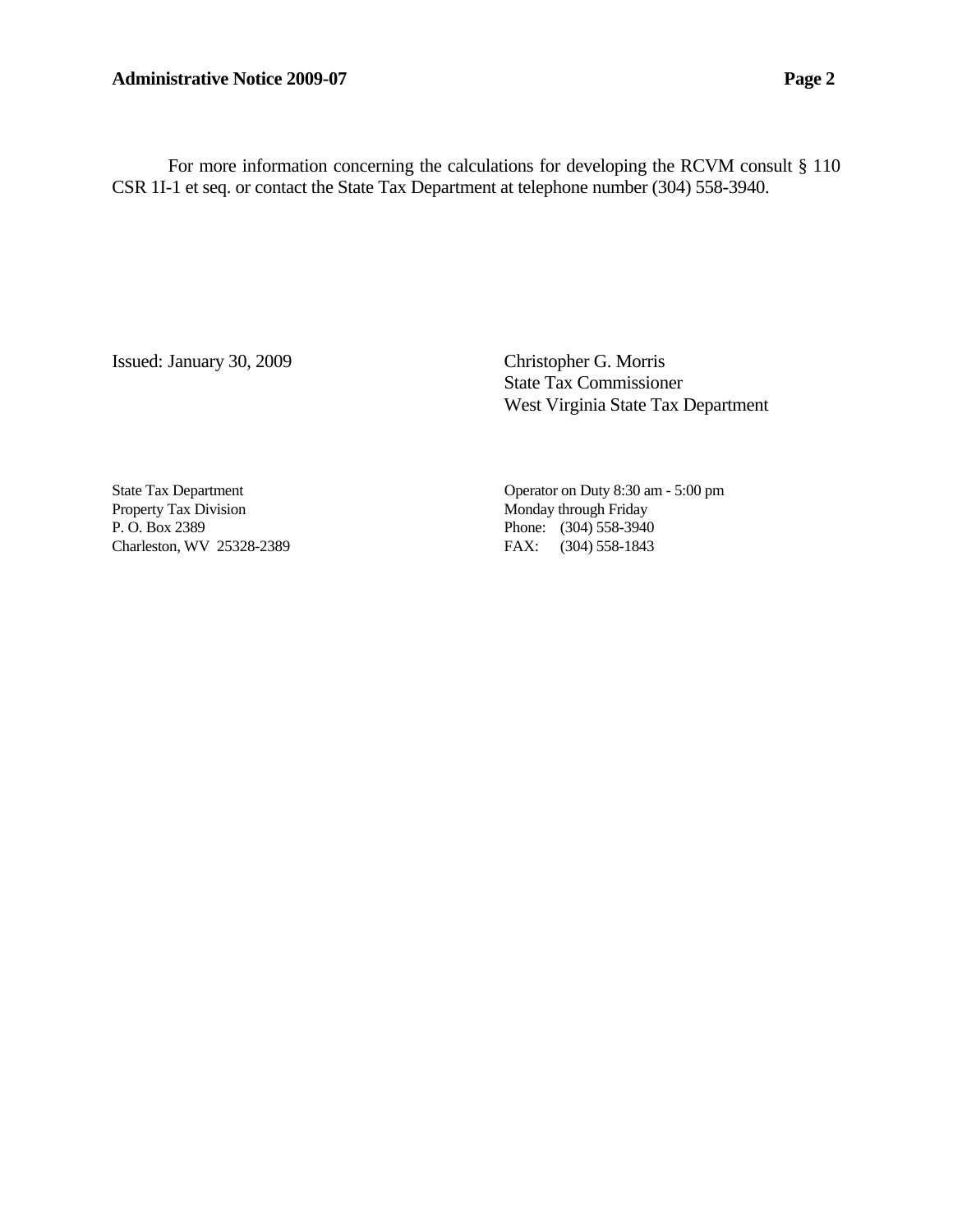For more information concerning the calculations for developing the RCVM consult § 110 CSR 1I-1 et seq. or contact the State Tax Department at telephone number (304) 558-3940.

Issued: January 30, 2009

Christopher G. Morris
State Tax Commissioner
West Virginia State Tax Department

State Tax Department
Property Tax Division
P. O. Box 2389
Charleston, WV 25328-2389

Operator on Duty 8:30 am - 5:00 pm
Monday through Friday
Phone: (304) 558-3940
FAX: (304) 558-1843